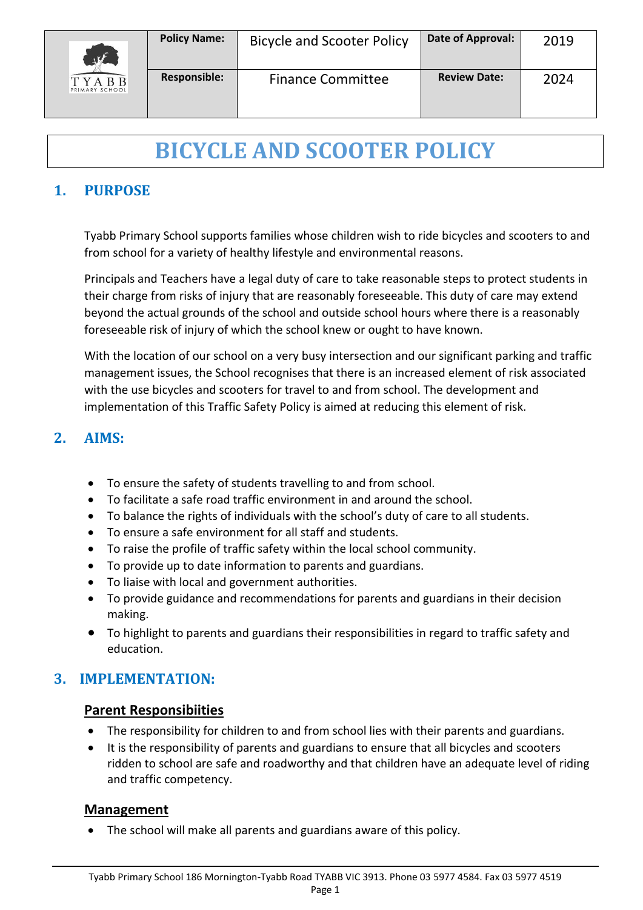| TYABB PRIMARY SCHOOL | **Policy Name:** | Bicycle and Scooter Policy | **Date of Approval:** | 2019 |
|---|---|---|---|---|
| | **Responsible:** | Finance Committee | **Review Date:** | 2024 |

# BICYCLE AND SCOOTER POLICY

## 1. PURPOSE

Tyabb Primary School supports families whose children wish to ride bicycles and scooters to and from school for a variety of healthy lifestyle and environmental reasons.

Principals and Teachers have a legal duty of care to take reasonable steps to protect students in their charge from risks of injury that are reasonably foreseeable. This duty of care may extend beyond the actual grounds of the school and outside school hours where there is a reasonably foreseeable risk of injury of which the school knew or ought to have known.

With the location of our school on a very busy intersection and our significant parking and traffic management issues, the School recognises that there is an increased element of risk associated with the use bicycles and scooters for travel to and from school. The development and implementation of this Traffic Safety Policy is aimed at reducing this element of risk.

## 2. AIMS:

- To ensure the safety of students travelling to and from school.
- To facilitate a safe road traffic environment in and around the school.
- To balance the rights of individuals with the school's duty of care to all students.
- To ensure a safe environment for all staff and students.
- To raise the profile of traffic safety within the local school community.
- To provide up to date information to parents and guardians.
- To liaise with local and government authorities.
- To provide guidance and recommendations for parents and guardians in their decision making.
- To highlight to parents and guardians their responsibilities in regard to traffic safety and education.

## 3. IMPLEMENTATION:

### Parent Responsibiities

- The responsibility for children to and from school lies with their parents and guardians.
- It is the responsibility of parents and guardians to ensure that all bicycles and scooters ridden to school are safe and roadworthy and that children have an adequate level of riding and traffic competency.

### Management

- The school will make all parents and guardians aware of this policy.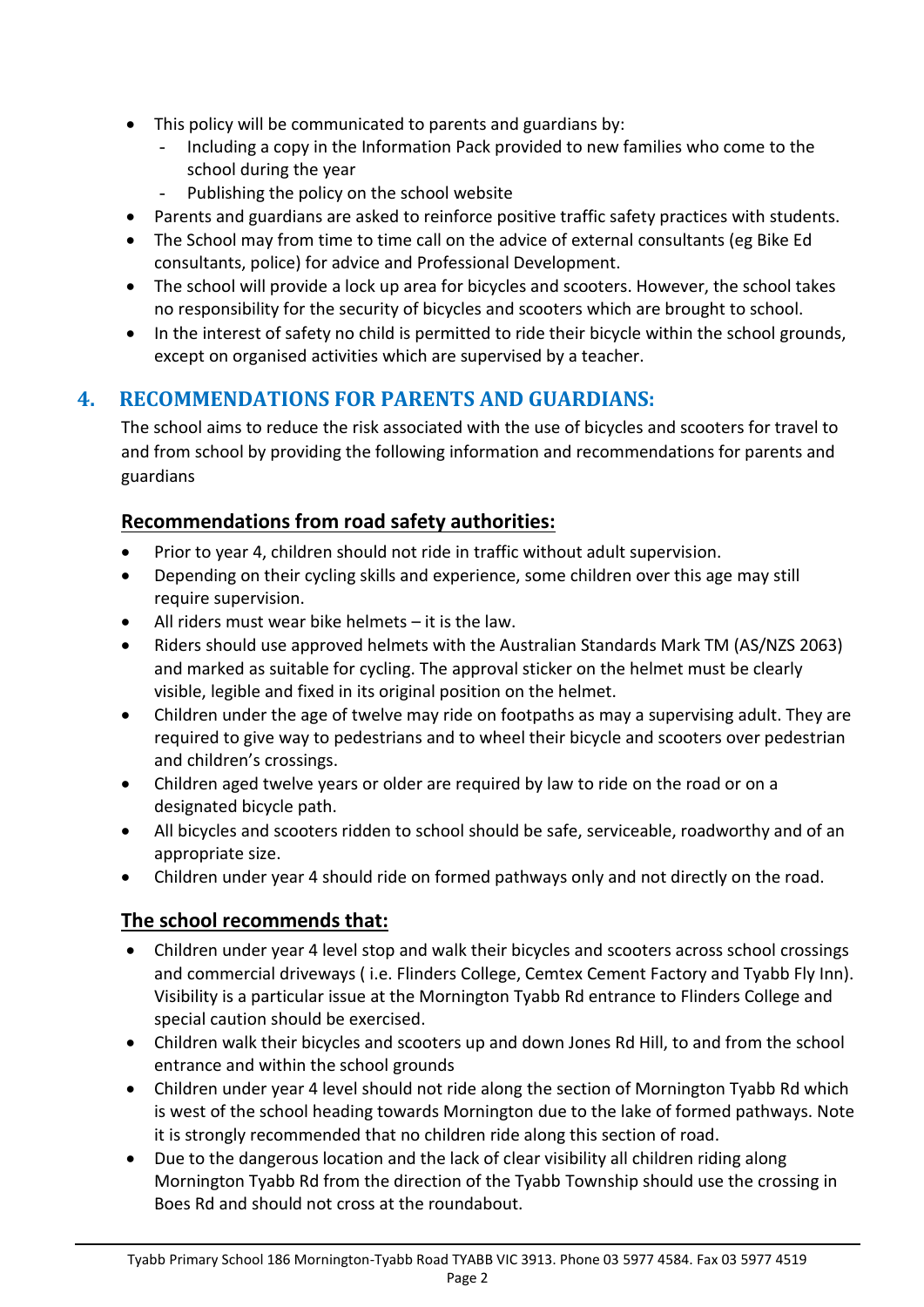- This policy will be communicated to parents and guardians by:
    - Including a copy in the Information Pack provided to new families who come to the school during the year
    - Publishing the policy on the school website
- Parents and guardians are asked to reinforce positive traffic safety practices with students.
- The School may from time to time call on the advice of external consultants (eg Bike Ed consultants, police) for advice and Professional Development.
- The school will provide a lock up area for bicycles and scooters. However, the school takes no responsibility for the security of bicycles and scooters which are brought to school.
- In the interest of safety no child is permitted to ride their bicycle within the school grounds, except on organised activities which are supervised by a teacher.

## 4. RECOMMENDATIONS FOR PARENTS AND GUARDIANS:

The school aims to reduce the risk associated with the use of bicycles and scooters for travel to and from school by providing the following information and recommendations for parents and guardians

### Recommendations from road safety authorities:

- Prior to year 4, children should not ride in traffic without adult supervision.
- Depending on their cycling skills and experience, some children over this age may still require supervision.
- All riders must wear bike helmets – it is the law.
- Riders should use approved helmets with the Australian Standards Mark TM (AS/NZS 2063) and marked as suitable for cycling. The approval sticker on the helmet must be clearly visible, legible and fixed in its original position on the helmet.
- Children under the age of twelve may ride on footpaths as may a supervising adult. They are required to give way to pedestrians and to wheel their bicycle and scooters over pedestrian and children's crossings.
- Children aged twelve years or older are required by law to ride on the road or on a designated bicycle path.
- All bicycles and scooters ridden to school should be safe, serviceable, roadworthy and of an appropriate size.
- Children under year 4 should ride on formed pathways only and not directly on the road.

### The school recommends that:

- Children under year 4 level stop and walk their bicycles and scooters across school crossings and commercial driveways ( i.e. Flinders College, Cemtex Cement Factory and Tyabb Fly Inn). Visibility is a particular issue at the Mornington Tyabb Rd entrance to Flinders College and special caution should be exercised.
- Children walk their bicycles and scooters up and down Jones Rd Hill, to and from the school entrance and within the school grounds
- Children under year 4 level should not ride along the section of Mornington Tyabb Rd which is west of the school heading towards Mornington due to the lake of formed pathways. Note it is strongly recommended that no children ride along this section of road.
- Due to the dangerous location and the lack of clear visibility all children riding along Mornington Tyabb Rd from the direction of the Tyabb Township should use the crossing in Boes Rd and should not cross at the roundabout.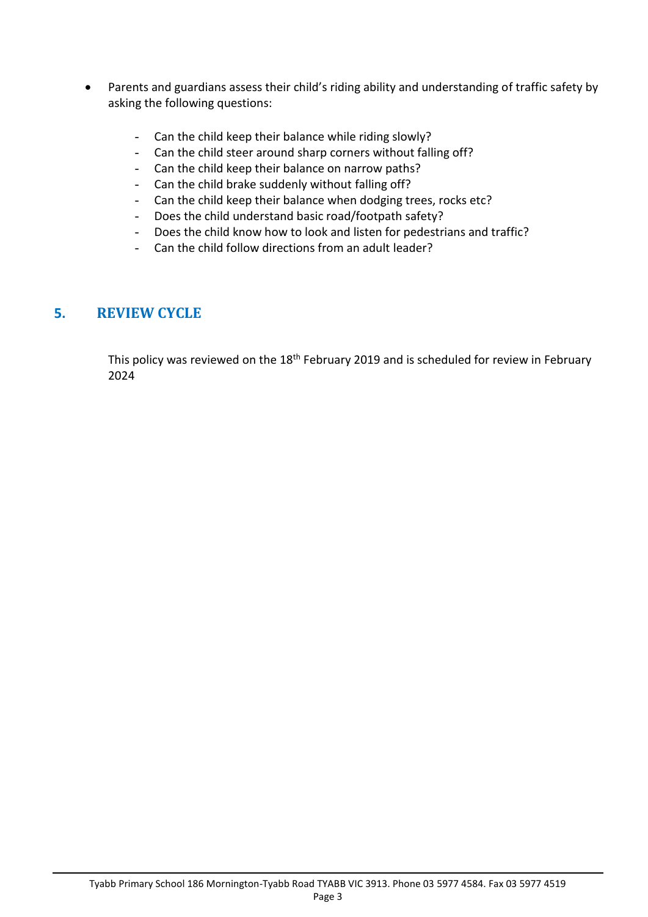- Parents and guardians assess their child's riding ability and understanding of traffic safety by asking the following questions:

  - Can the child keep their balance while riding slowly?
  - Can the child steer around sharp corners without falling off?
  - Can the child keep their balance on narrow paths?
  - Can the child brake suddenly without falling off?
  - Can the child keep their balance when dodging trees, rocks etc?
  - Does the child understand basic road/footpath safety?
  - Does the child know how to look and listen for pedestrians and traffic?
  - Can the child follow directions from an adult leader?

## 5. REVIEW CYCLE

This policy was reviewed on the 18th February 2019 and is scheduled for review in February 2024

Tyabb Primary School 186 Mornington-Tyabb Road TYABB VIC 3913. Phone 03 5977 4584. Fax 03 5977 4519